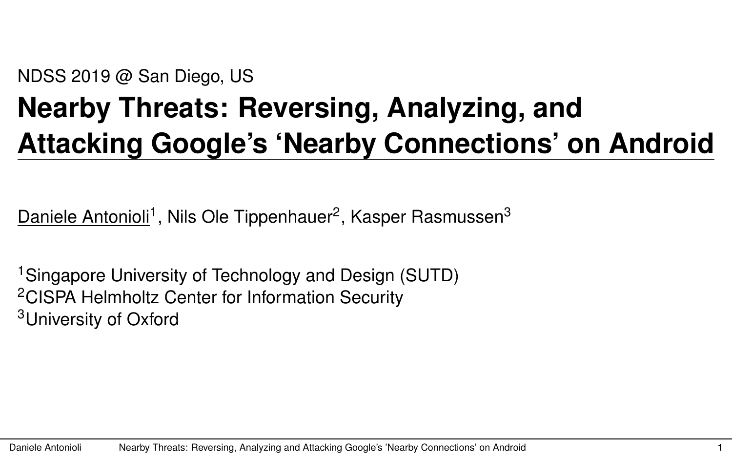NDSS 2019 @ San Diego, US

# Nearby Threats: Reversing, Analyzing, and Attacking Google's 'Nearby Connections' on Android

Daniele Antonioli[1], Nils Ole Tippenhauer[2], Kasper Rasmussen[3]

[1]Singapore University of Technology and Design (SUTD)
[2]CISPA Helmholtz Center for Information Security
[3]University of Oxford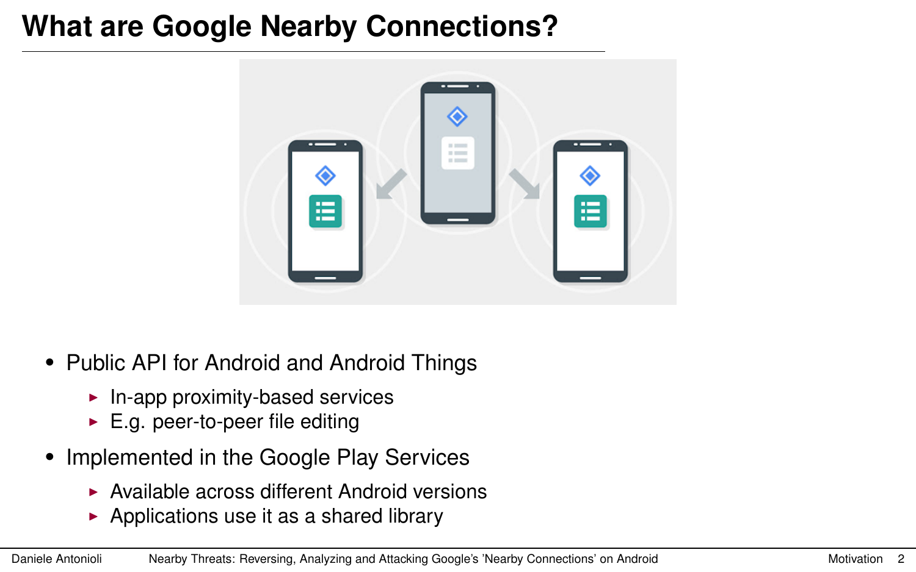# What are Google Nearby Connections?

- Public API for Android and Android Things
  - In-app proximity-based services
  - E.g. peer-to-peer file editing
- Implemented in the Google Play Services
  - Available across different Android versions
  - Applications use it as a shared library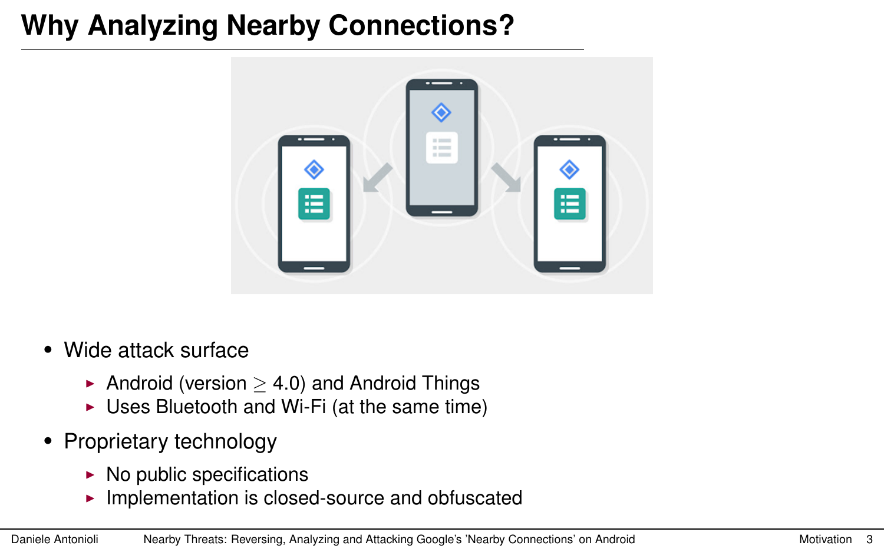# Why Analyzing Nearby Connections?

- Wide attack surface
  - Android (version $\geq$ 4.0) and Android Things
  - Uses Bluetooth and Wi-Fi (at the same time)
- Proprietary technology
  - No public specifications
  - Implementation is closed-source and obfuscated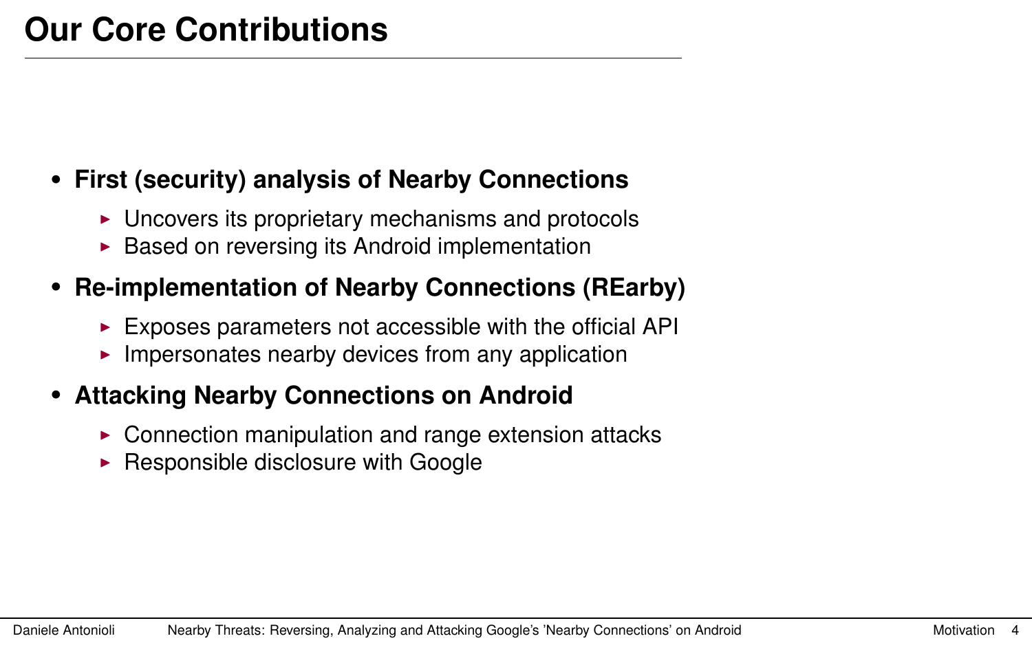# Our Core Contributions

- **First (security) analysis of Nearby Connections**
  - Uncovers its proprietary mechanisms and protocols
  - Based on reversing its Android implementation
- **Re-implementation of Nearby Connections (REarby)**
  - Exposes parameters not accessible with the official API
  - Impersonates nearby devices from any application
- **Attacking Nearby Connections on Android**
  - Connection manipulation and range extension attacks
  - Responsible disclosure with Google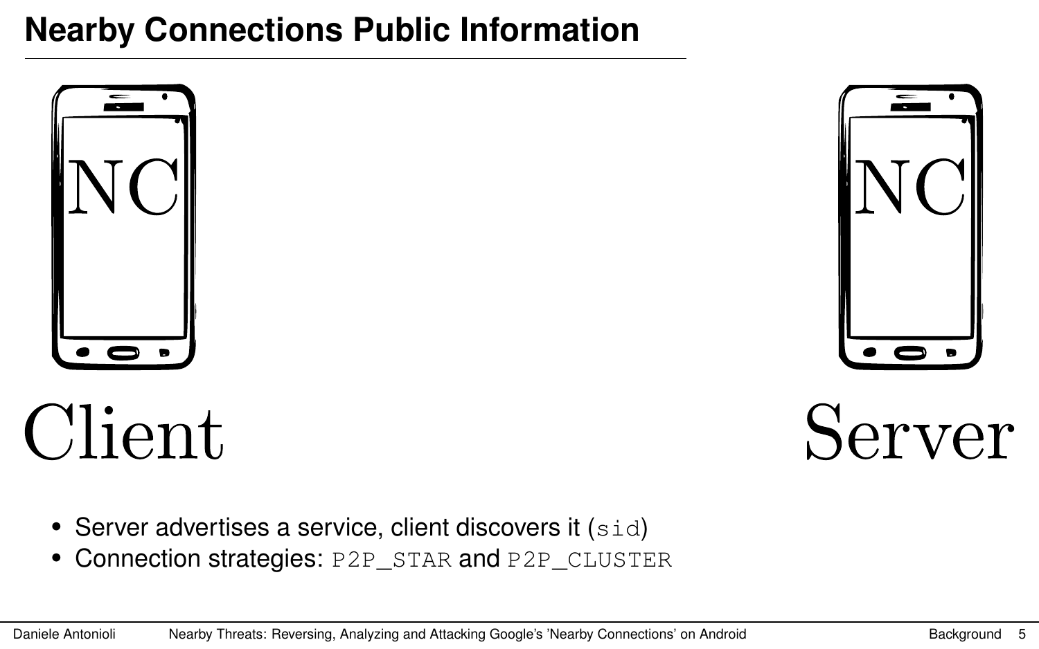# Nearby Connections Public Information

NC

NC

Client

Server

- Server advertises a service, client discovers it (`sid`)
- Connection strategies: `P2P_STAR` and `P2P_CLUSTER`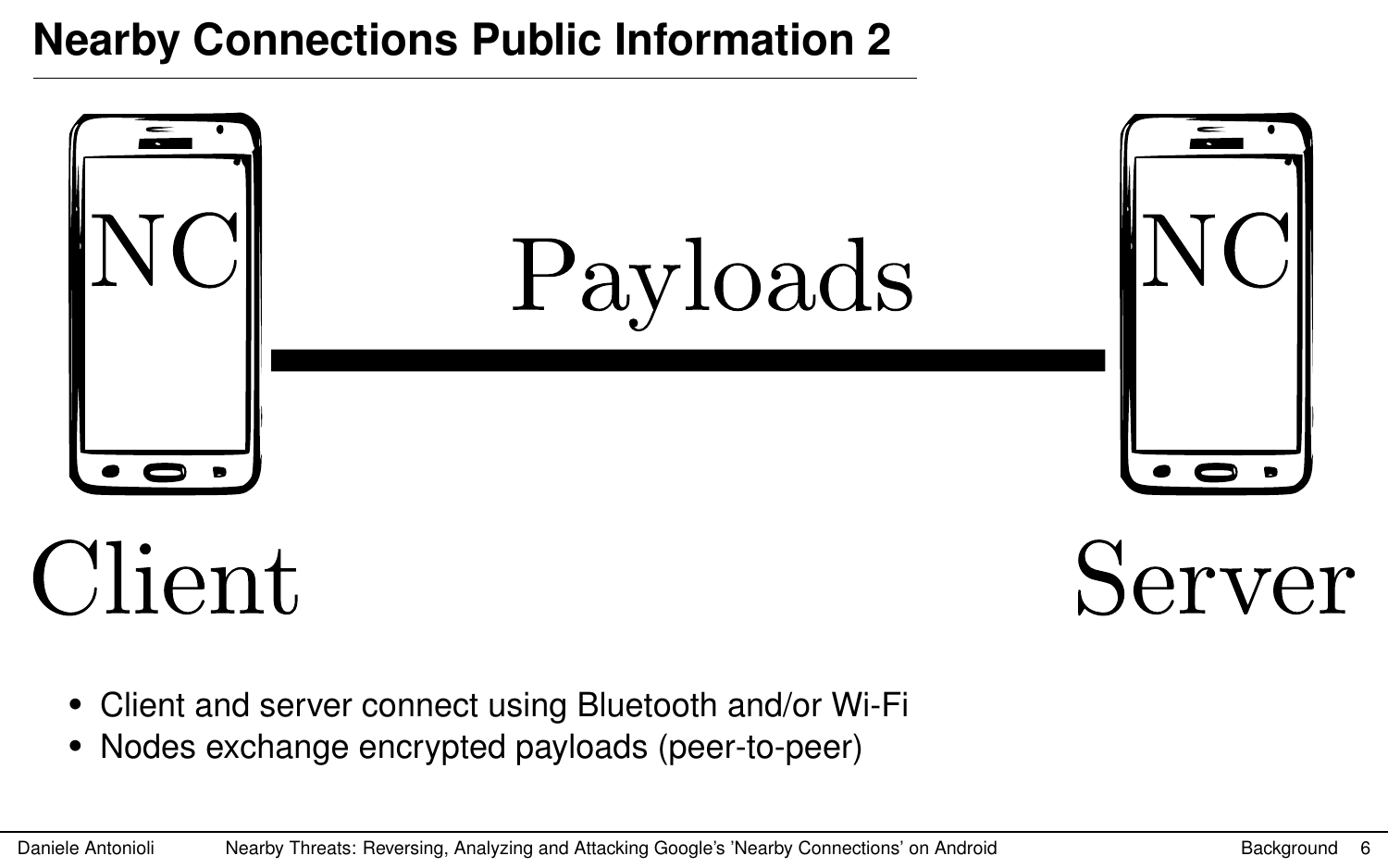# Nearby Connections Public Information 2

NC

Payloads

NC

Client

Server

- Client and server connect using Bluetooth and/or Wi-Fi
- Nodes exchange encrypted payloads (peer-to-peer)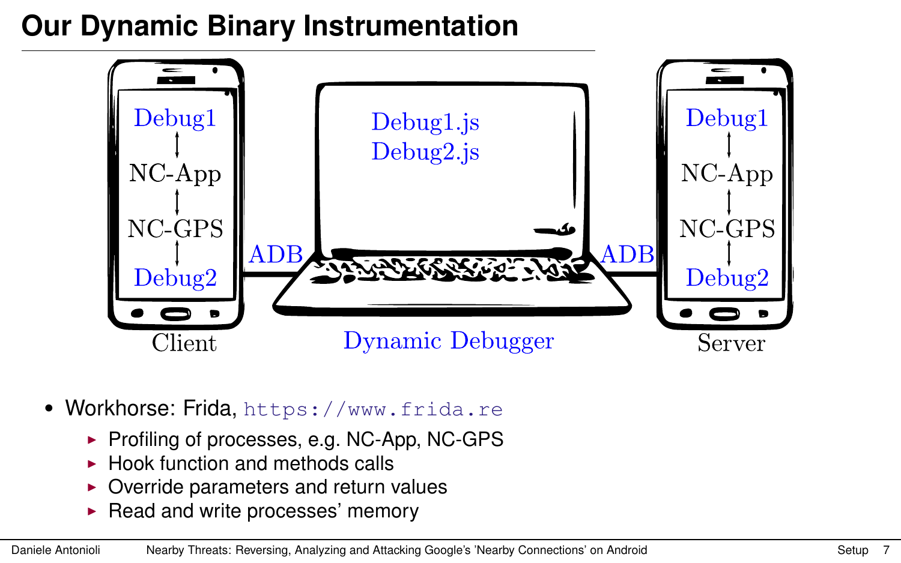# Our Dynamic Binary Instrumentation

Client: Debug1 ↕ NC-App ↕ NC-GPS ↕ Debug2

ADB

Dynamic Debugger: Debug1.js, Debug2.js

ADB

Server: Debug1 ↕ NC-App ↕ NC-GPS ↕ Debug2

- Workhorse: Frida, `https://www.frida.re`
  - Profiling of processes, e.g. NC-App, NC-GPS
  - Hook function and methods calls
  - Override parameters and return values
  - Read and write processes' memory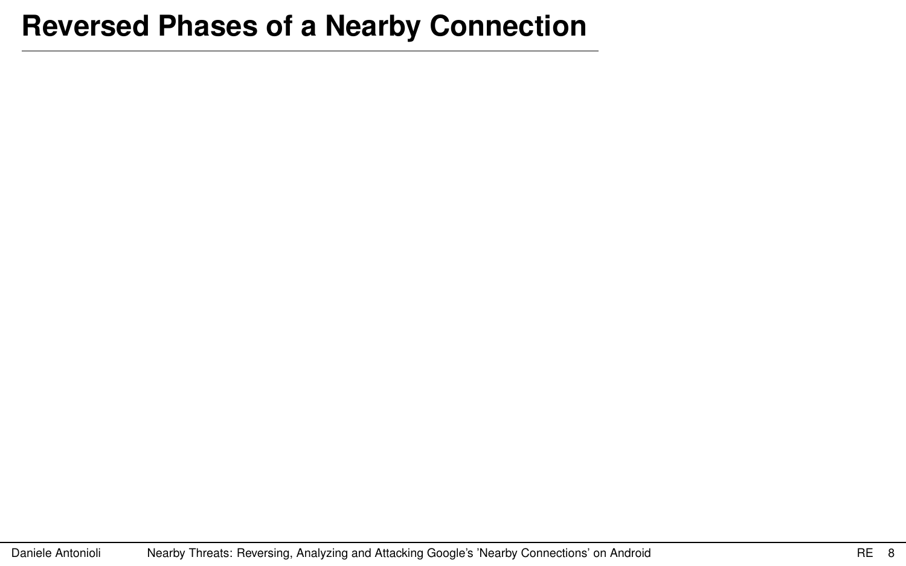# Reversed Phases of a Nearby Connection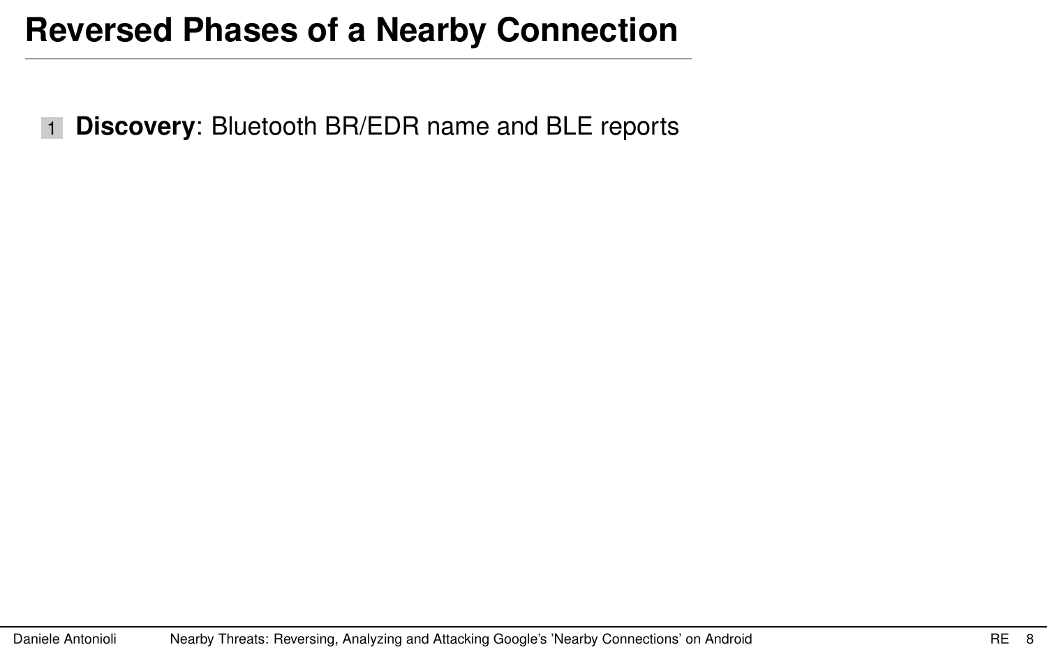# Reversed Phases of a Nearby Connection

1. **Discovery**: Bluetooth BR/EDR name and BLE reports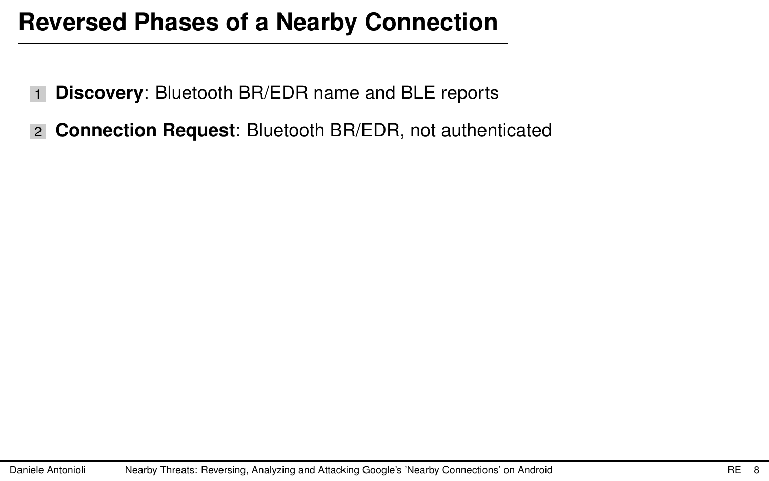# Reversed Phases of a Nearby Connection

1. **Discovery**: Bluetooth BR/EDR name and BLE reports
2. **Connection Request**: Bluetooth BR/EDR, not authenticated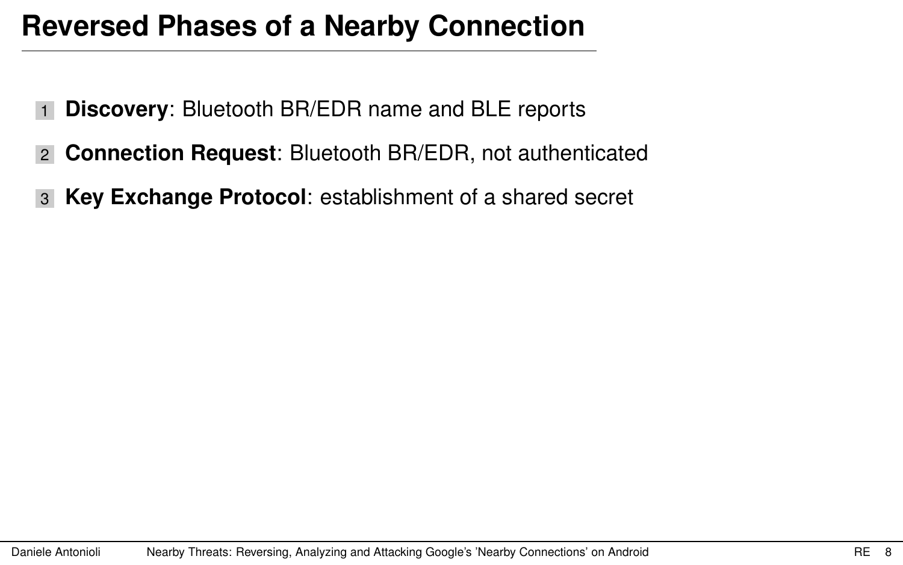# Reversed Phases of a Nearby Connection

1. **Discovery**: Bluetooth BR/EDR name and BLE reports
2. **Connection Request**: Bluetooth BR/EDR, not authenticated
3. **Key Exchange Protocol**: establishment of a shared secret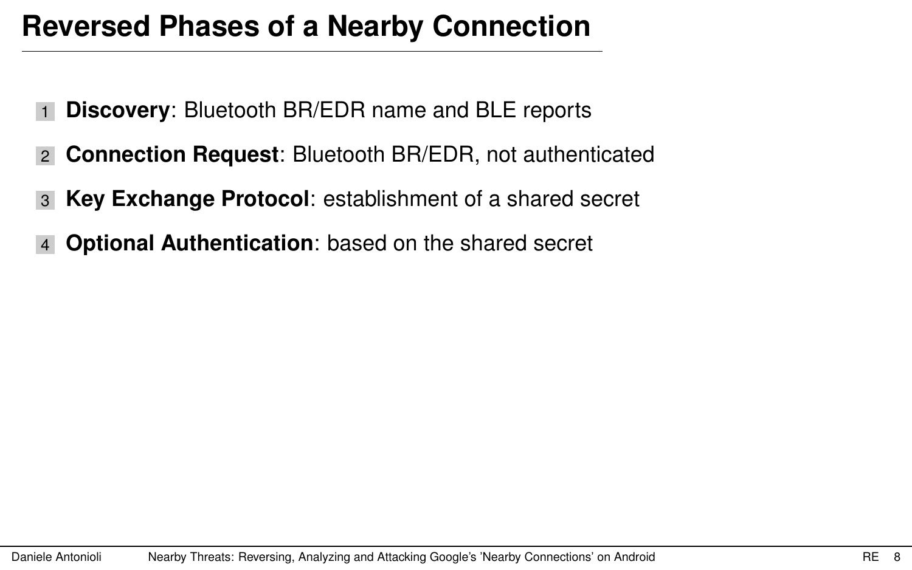# Reversed Phases of a Nearby Connection

1. **Discovery**: Bluetooth BR/EDR name and BLE reports
2. **Connection Request**: Bluetooth BR/EDR, not authenticated
3. **Key Exchange Protocol**: establishment of a shared secret
4. **Optional Authentication**: based on the shared secret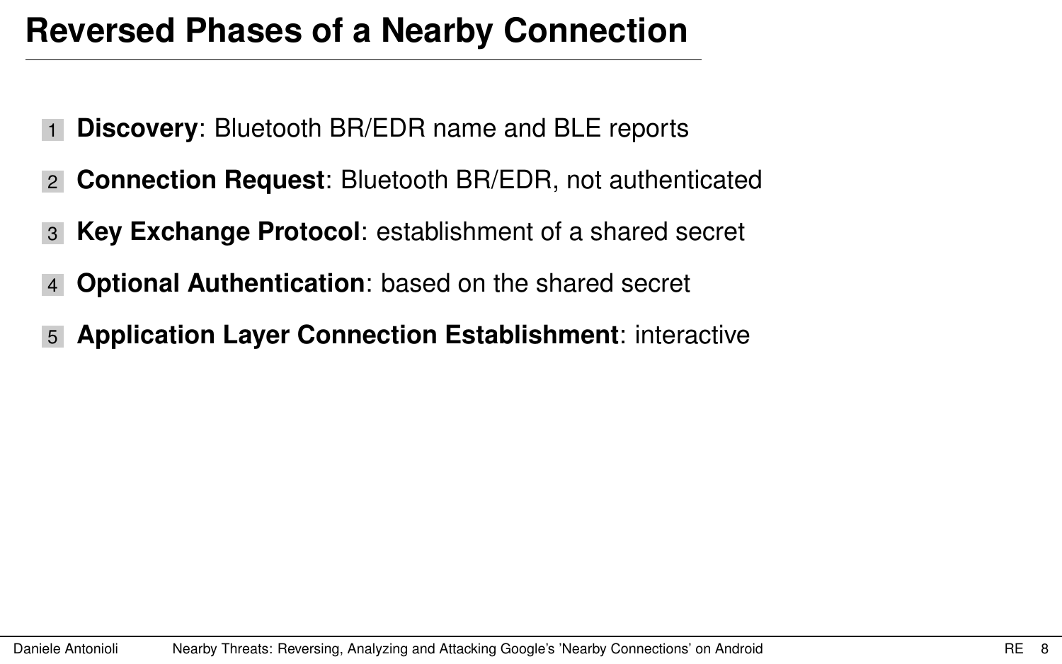# Reversed Phases of a Nearby Connection

1. **Discovery**: Bluetooth BR/EDR name and BLE reports
2. **Connection Request**: Bluetooth BR/EDR, not authenticated
3. **Key Exchange Protocol**: establishment of a shared secret
4. **Optional Authentication**: based on the shared secret
5. **Application Layer Connection Establishment**: interactive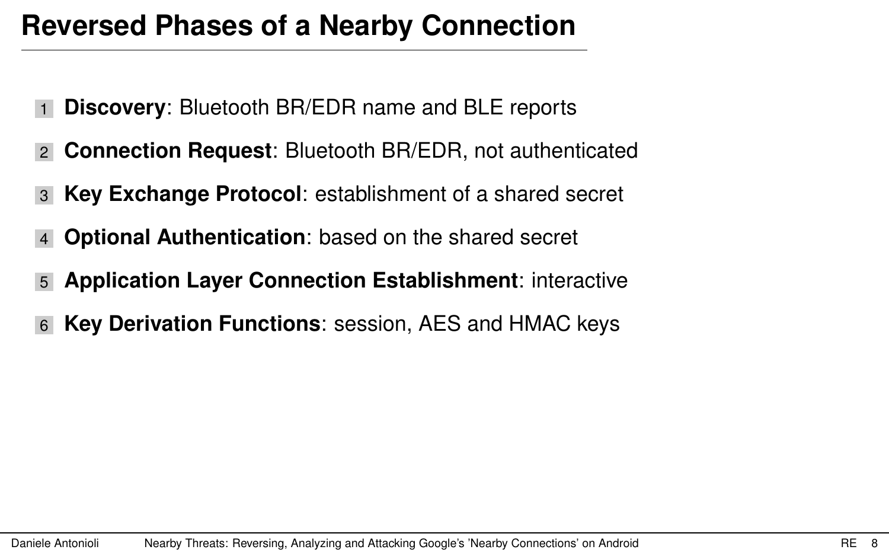# Reversed Phases of a Nearby Connection

1. **Discovery**: Bluetooth BR/EDR name and BLE reports
2. **Connection Request**: Bluetooth BR/EDR, not authenticated
3. **Key Exchange Protocol**: establishment of a shared secret
4. **Optional Authentication**: based on the shared secret
5. **Application Layer Connection Establishment**: interactive
6. **Key Derivation Functions**: session, AES and HMAC keys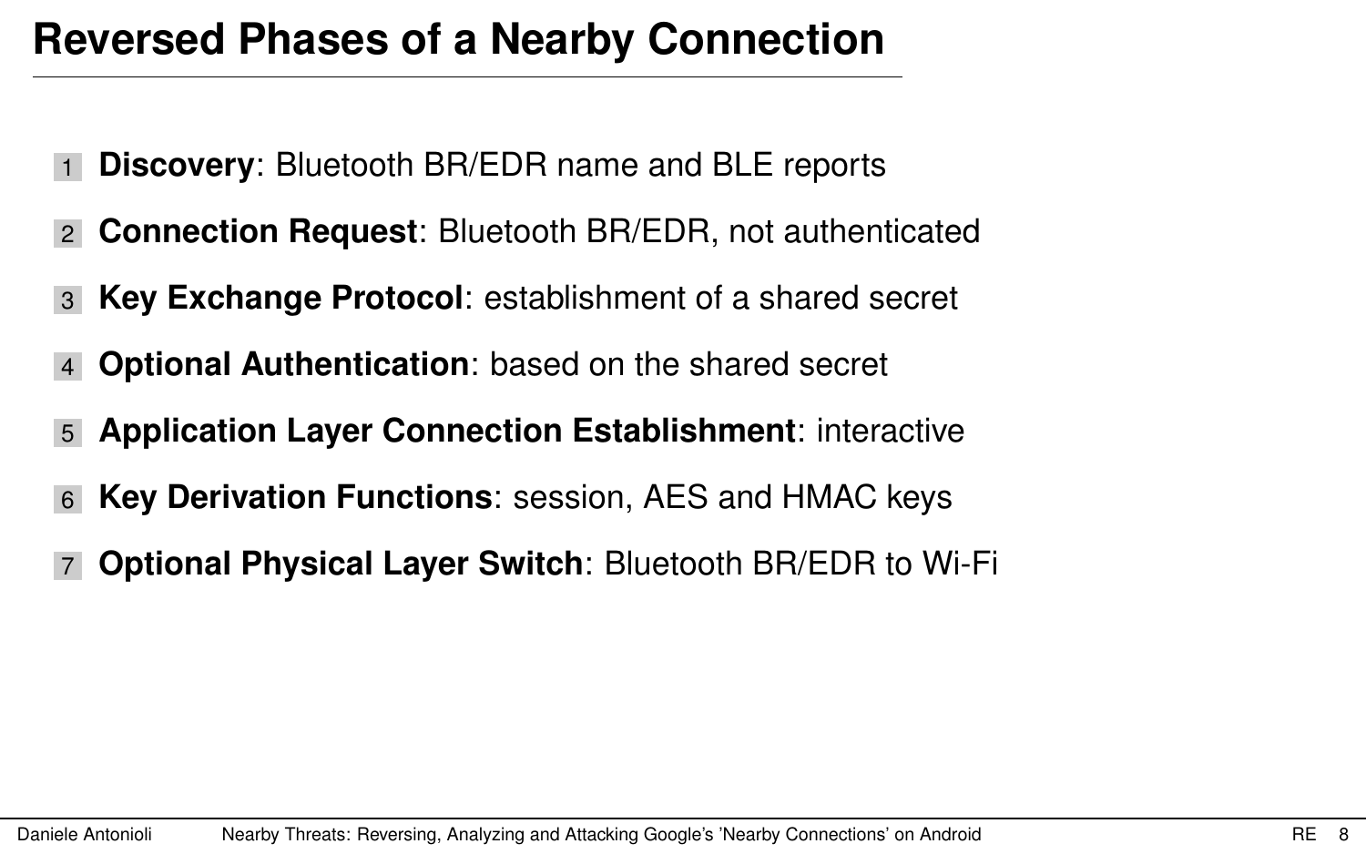# Reversed Phases of a Nearby Connection

1. **Discovery**: Bluetooth BR/EDR name and BLE reports
2. **Connection Request**: Bluetooth BR/EDR, not authenticated
3. **Key Exchange Protocol**: establishment of a shared secret
4. **Optional Authentication**: based on the shared secret
5. **Application Layer Connection Establishment**: interactive
6. **Key Derivation Functions**: session, AES and HMAC keys
7. **Optional Physical Layer Switch**: Bluetooth BR/EDR to Wi-Fi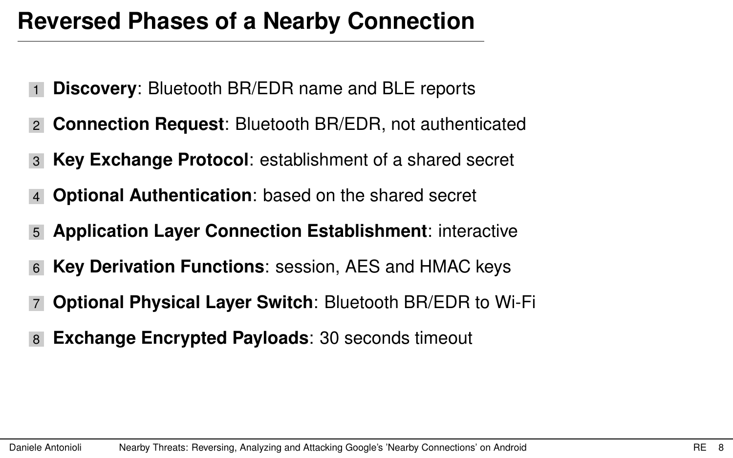# Reversed Phases of a Nearby Connection

1. **Discovery**: Bluetooth BR/EDR name and BLE reports
2. **Connection Request**: Bluetooth BR/EDR, not authenticated
3. **Key Exchange Protocol**: establishment of a shared secret
4. **Optional Authentication**: based on the shared secret
5. **Application Layer Connection Establishment**: interactive
6. **Key Derivation Functions**: session, AES and HMAC keys
7. **Optional Physical Layer Switch**: Bluetooth BR/EDR to Wi-Fi
8. **Exchange Encrypted Payloads**: 30 seconds timeout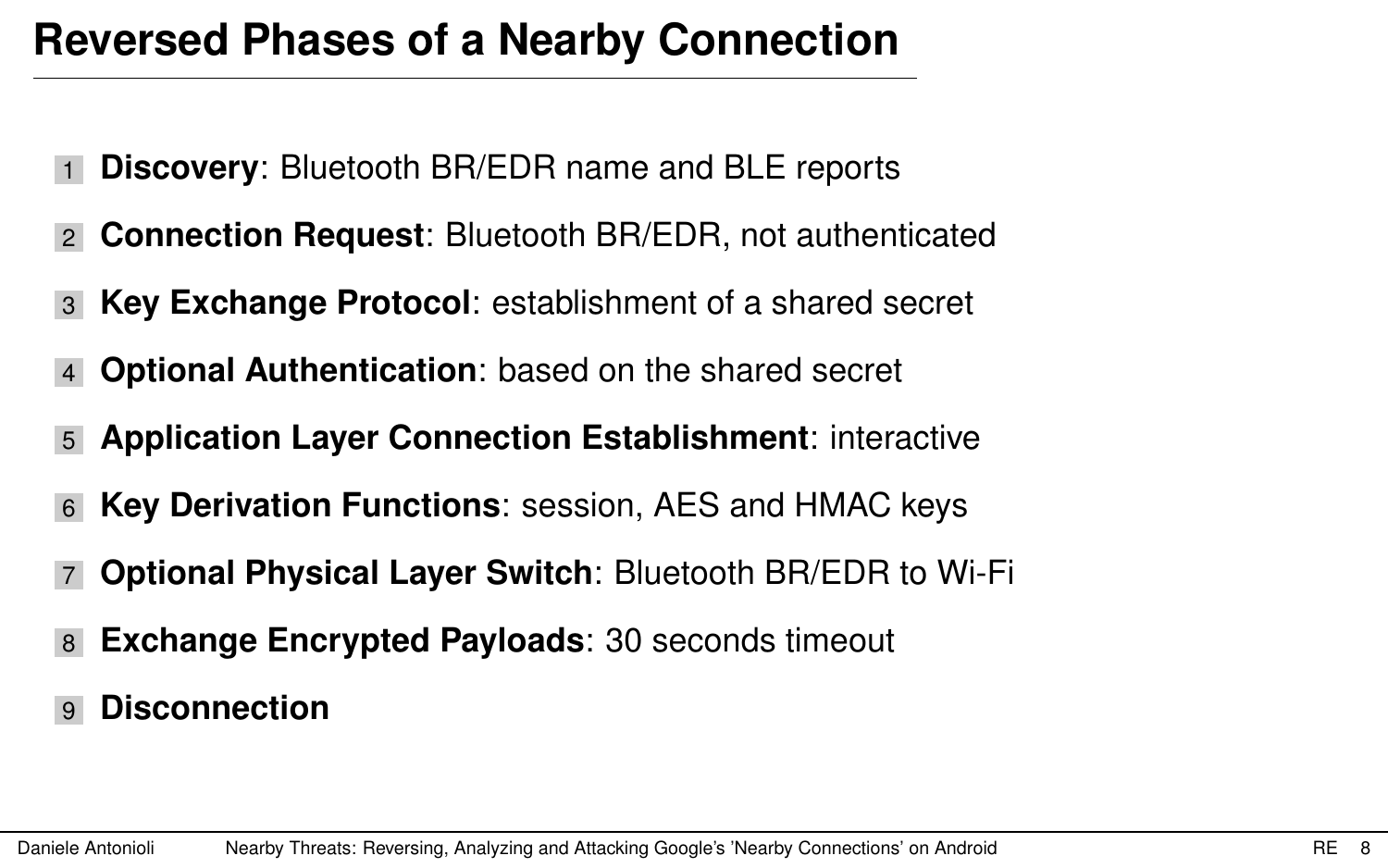# Reversed Phases of a Nearby Connection

1. **Discovery**: Bluetooth BR/EDR name and BLE reports
2. **Connection Request**: Bluetooth BR/EDR, not authenticated
3. **Key Exchange Protocol**: establishment of a shared secret
4. **Optional Authentication**: based on the shared secret
5. **Application Layer Connection Establishment**: interactive
6. **Key Derivation Functions**: session, AES and HMAC keys
7. **Optional Physical Layer Switch**: Bluetooth BR/EDR to Wi-Fi
8. **Exchange Encrypted Payloads**: 30 seconds timeout
9. **Disconnection**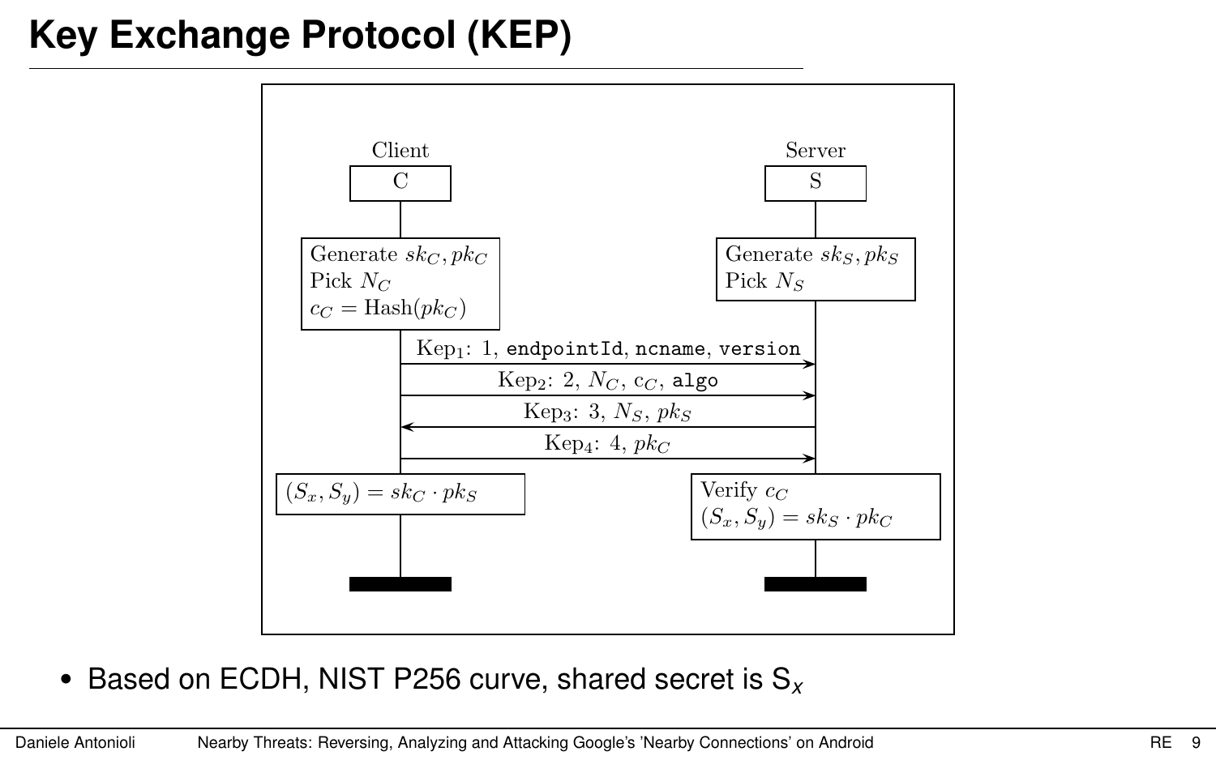# Key Exchange Protocol (KEP)

Client C | Server S

Client: Generate $sk_C, pk_C$; Pick $N_C$; $c_C = \text{Hash}(pk_C)$

Server: Generate $sk_S, pk_S$; Pick $N_S$

$\text{Kep}_1$: 1, `endpointId`, `ncname`, `version` (C → S)

$\text{Kep}_2$: 2, $N_C$, $c_C$, `algo` (C → S)

$\text{Kep}_3$: 3, $N_S$, $pk_S$ (S → C)

$\text{Kep}_4$: 4, $pk_C$ (C → S)

Client: $(S_x, S_y) = sk_C \cdot pk_S$

Server: Verify $c_C$; $(S_x, S_y) = sk_S \cdot pk_C$

- Based on ECDH, NIST P256 curve, shared secret is $S_x$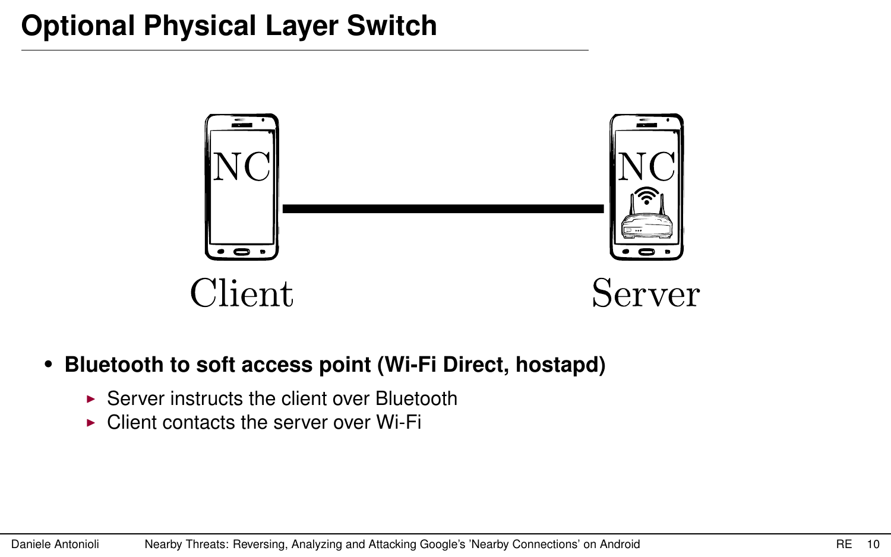# Optional Physical Layer Switch

NC NC

Client Server

- **Bluetooth to soft access point (Wi-Fi Direct, hostapd)**
  - Server instructs the client over Bluetooth
  - Client contacts the server over Wi-Fi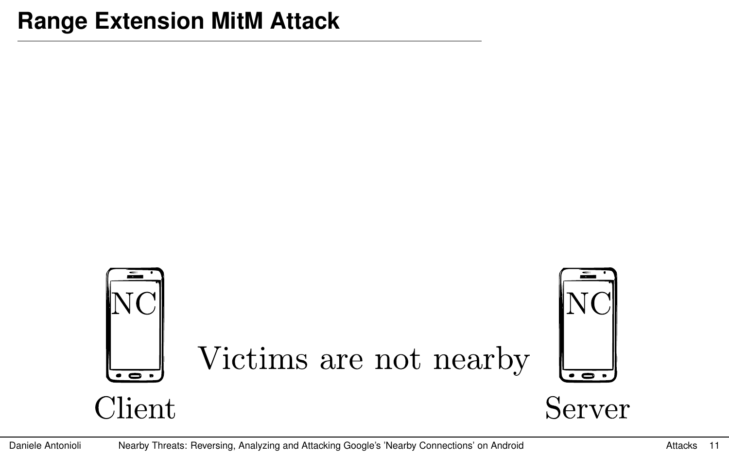# Range Extension MitM Attack

NC

NC

Victims are not nearby

Client

Server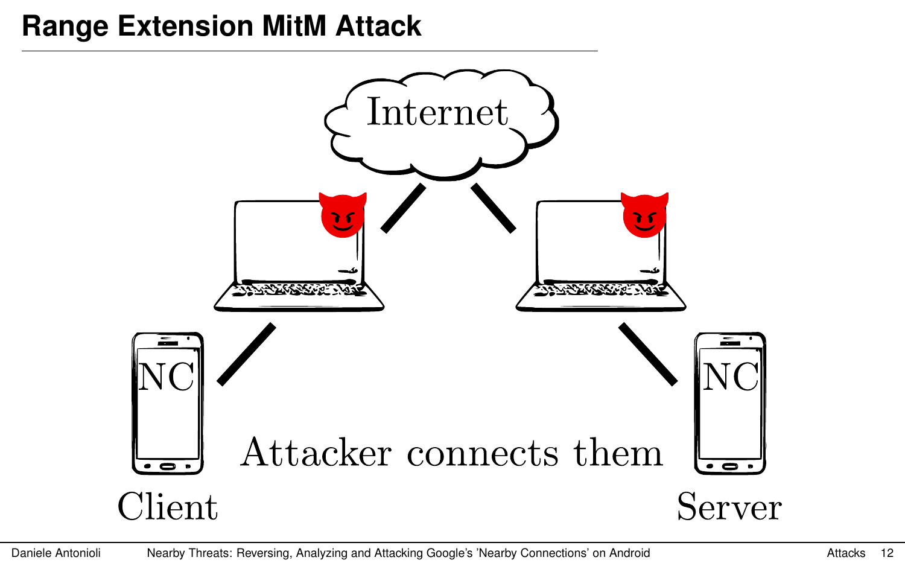# Range Extension MitM Attack

Internet

NC

Client

NC

Server

Attacker connects them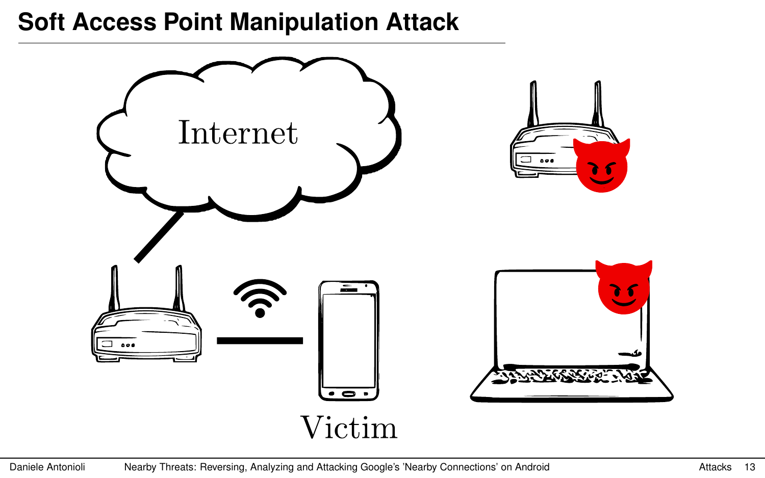# Soft Access Point Manipulation Attack

Internet

Victim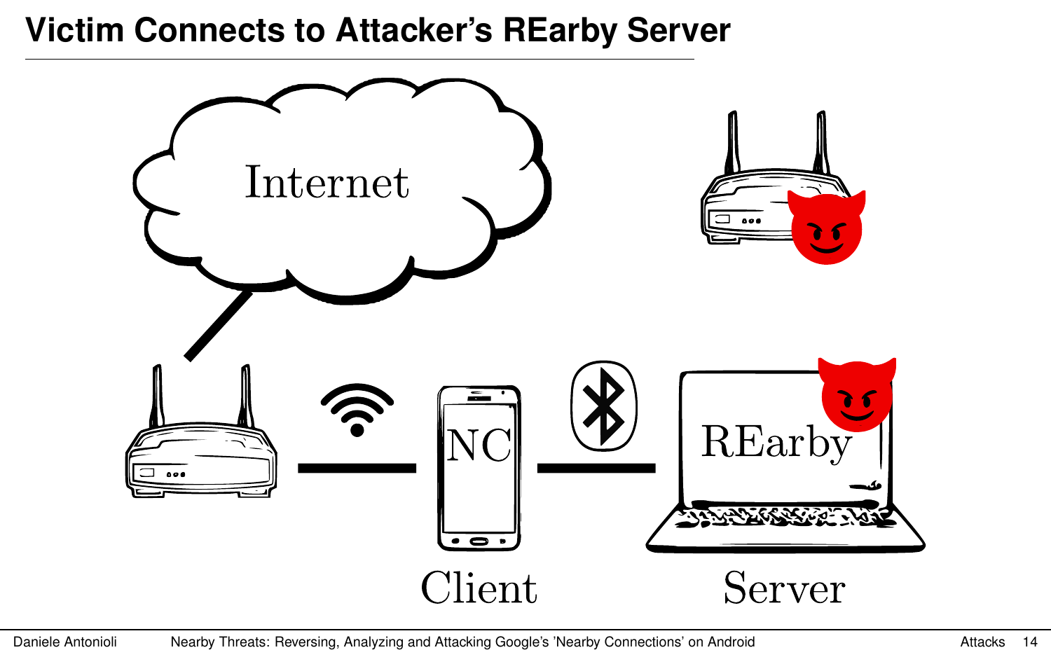# Victim Connects to Attacker's REarby Server

Internet

NC

REarby

Client

Server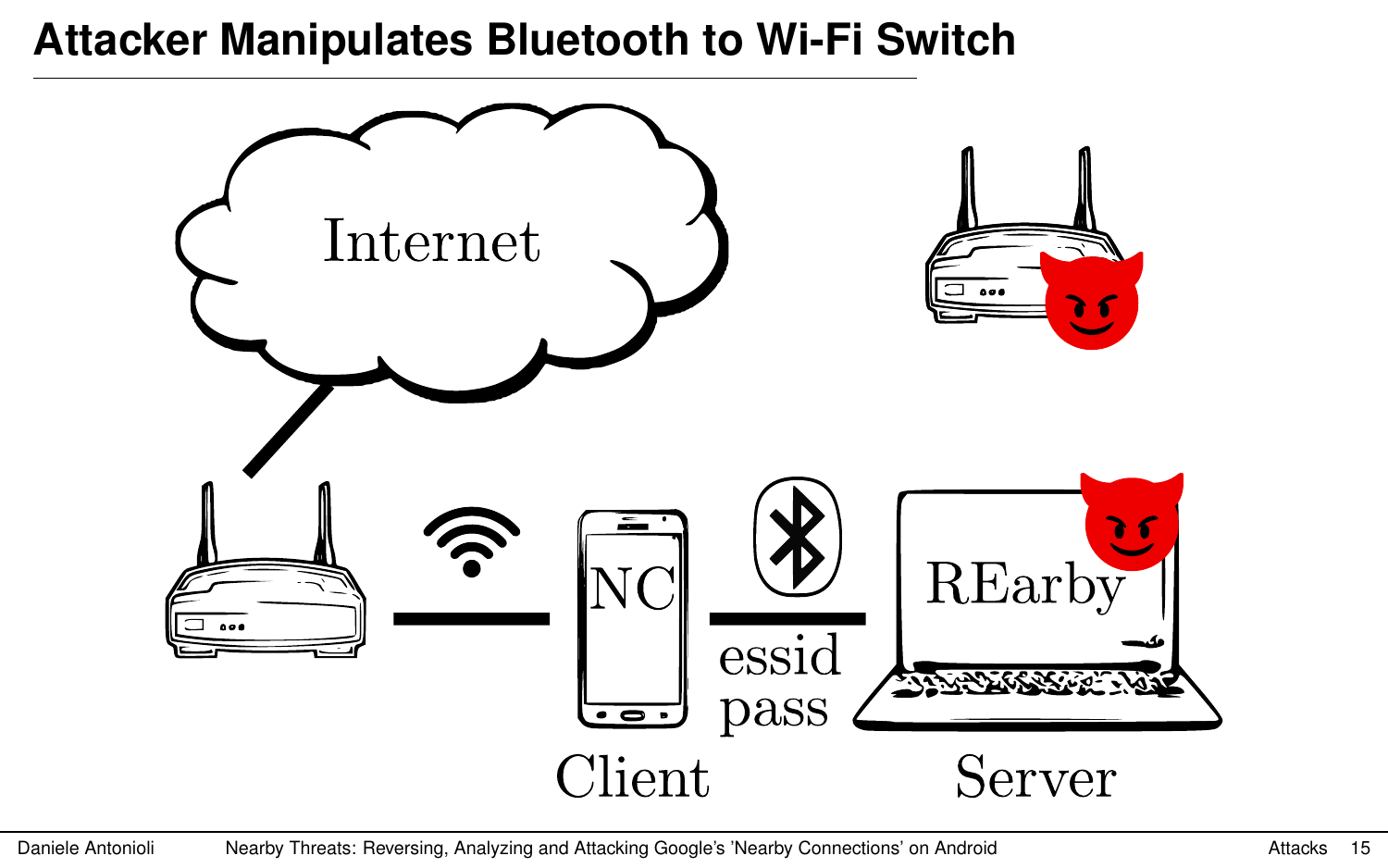# Attacker Manipulates Bluetooth to Wi-Fi Switch

Internet

NC

essid
pass

REarby

Client

Server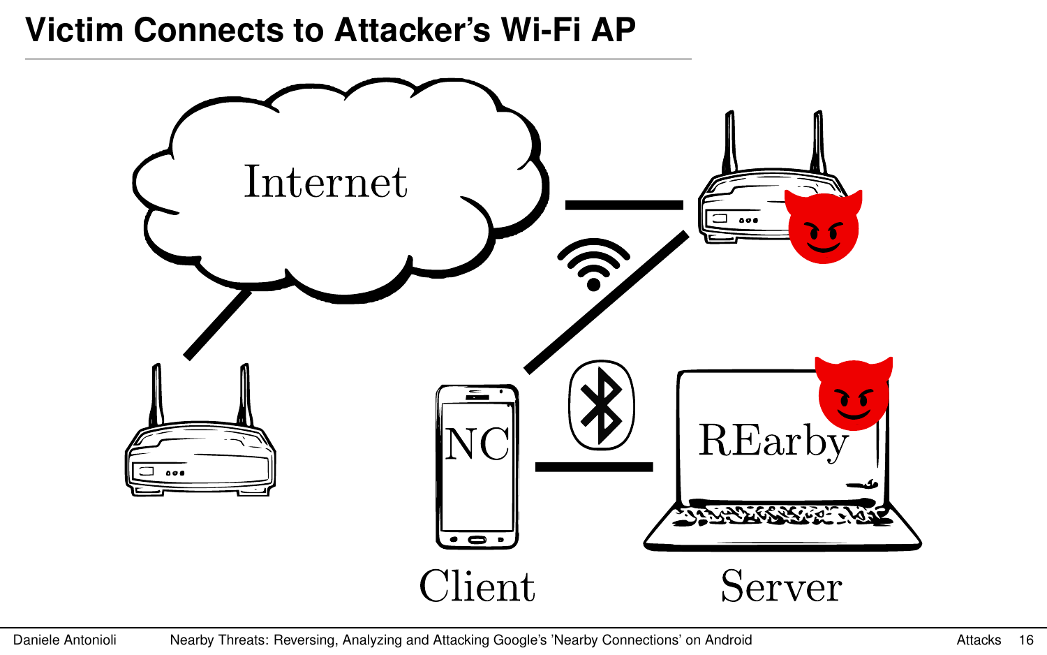# Victim Connects to Attacker's Wi-Fi AP

Internet

NC

REarby

Client

Server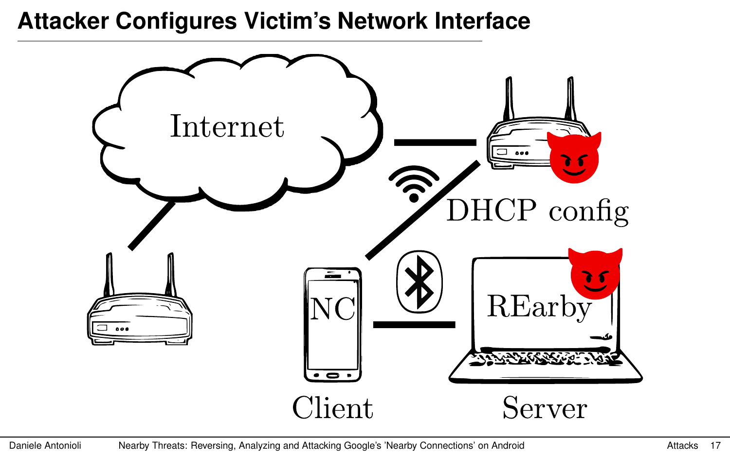# Attacker Configures Victim's Network Interface

Internet

DHCP config

NC

REarby

Client

Server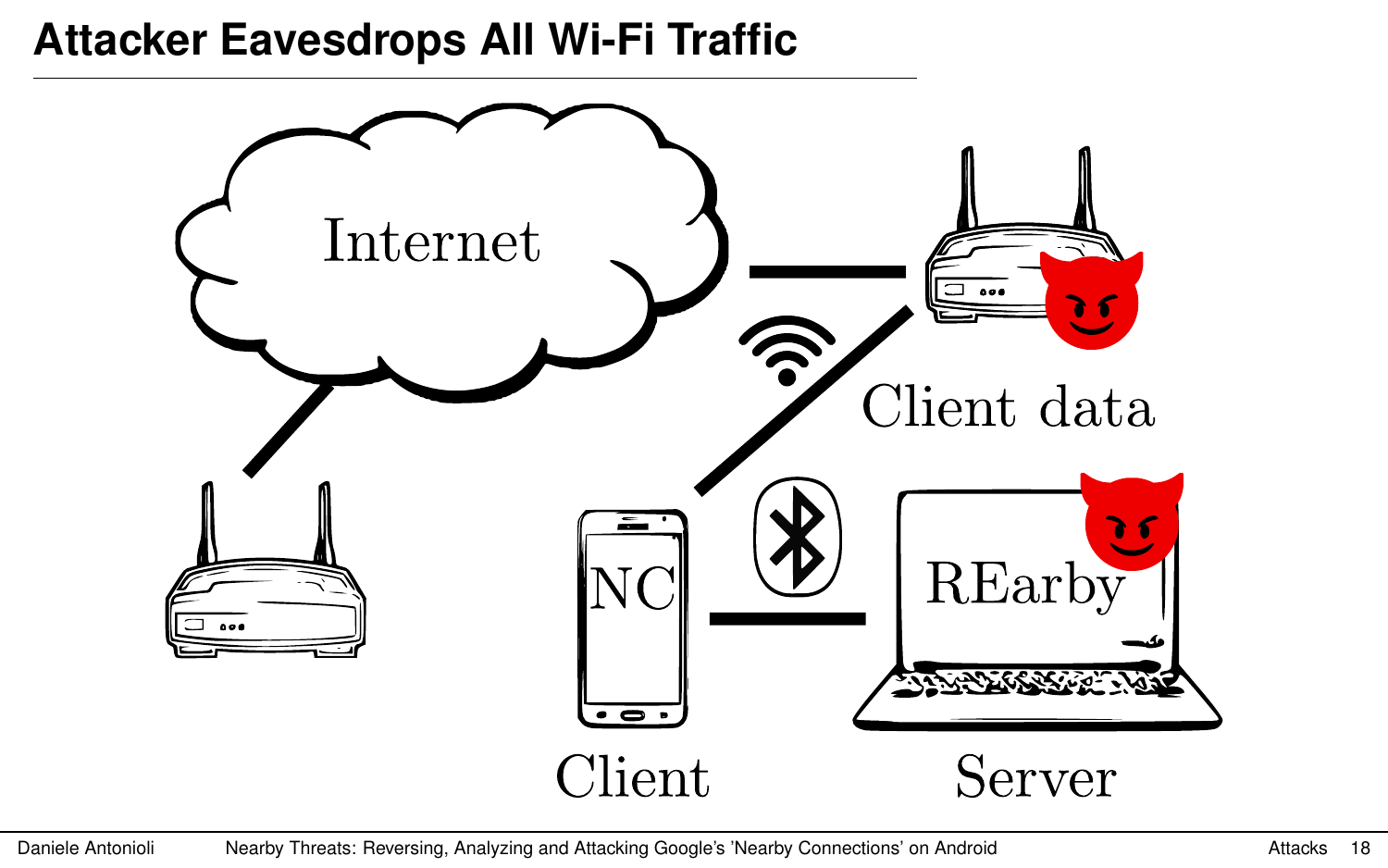# Attacker Eavesdrops All Wi-Fi Traffic

Internet

Client data

NC

REarby

Client

Server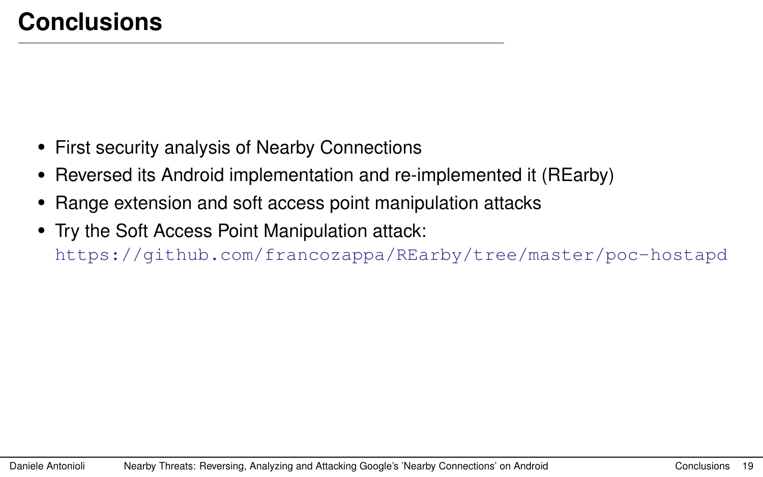# Conclusions

- First security analysis of Nearby Connections
- Reversed its Android implementation and re-implemented it (REarby)
- Range extension and soft access point manipulation attacks
- Try the Soft Access Point Manipulation attack:
  https://github.com/francozappa/REarby/tree/master/poc-hostapd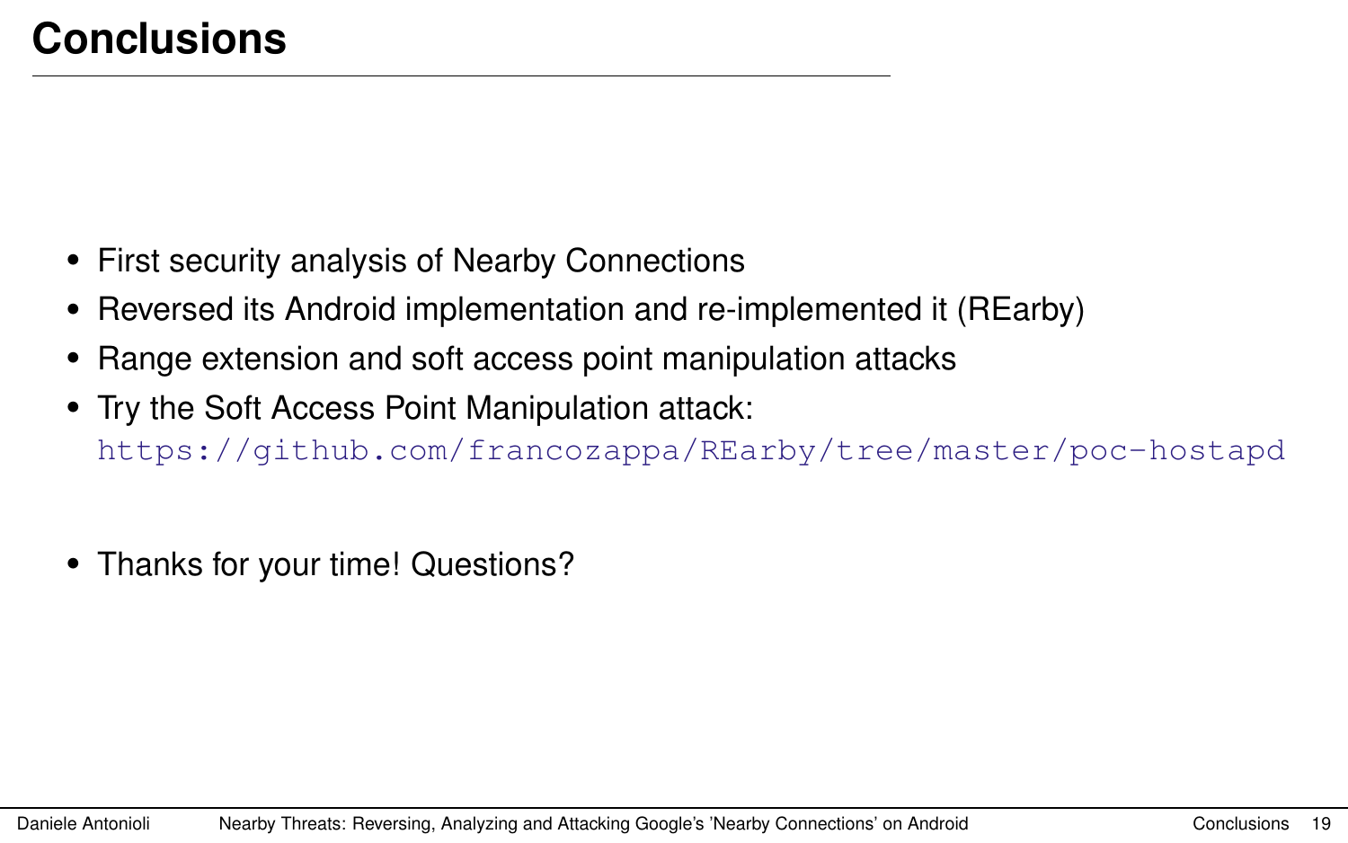# Conclusions

- First security analysis of Nearby Connections
- Reversed its Android implementation and re-implemented it (REarby)
- Range extension and soft access point manipulation attacks
- Try the Soft Access Point Manipulation attack: `https://github.com/francozappa/REarby/tree/master/poc-hostapd`

- Thanks for your time! Questions?